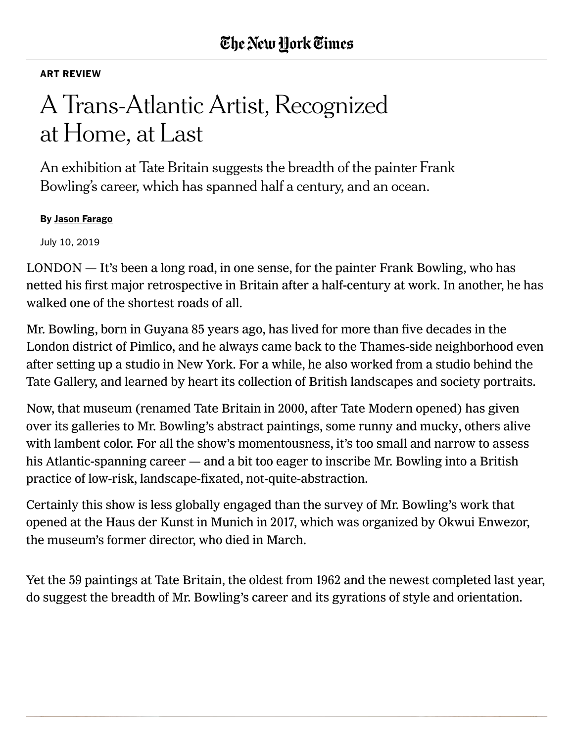**ART REVIEW**

# A Trans-Atlantic Artist, Recognized at Home, at Last

An exhibition at Tate Britain suggests the breadth of the painter Frank Bowling's career, which has spanned half a century, and an ocean.

**By Jason Farago**

July 10, 2019

LONDON — It's been a long road, in one sense, for the painter Frank Bowling, who has netted his first major retrospective in Britain after a half-century at work. In another, he has walked one of the shortest roads of all.

Mr. Bowling, born in Guyana 85 years ago, has lived for more than five decades in the London district of Pimlico, and he always came back to the Thames-side neighborhood even after setting up a studio in New York. For a while, he also worked from a studio behind the Tate Gallery, and learned by heart its collection of British landscapes and society portraits.

Now, that museum (renamed Tate Britain in 2000, after Tate Modern opened) has given over its galleries to Mr. Bowling's abstract paintings, some runny and mucky, others alive with lambent color. For all the show's momentousness, it's too small and narrow to assess his Atlantic-spanning career — and a bit too eager to inscribe Mr. Bowling into a British practice of low-risk, landscape-fixated, not-quite-abstraction.

Certainly this show is less globally engaged than the survey of Mr. Bowling's work that opened at the Haus der Kunst in Munich in 2017, which was organized by Okwui Enwezor, the museum's former director, who died in March.

Yet the 59 paintings at Tate Britain, the oldest from 1962 and the newest completed last year, do suggest the breadth of Mr. Bowling's career and its gyrations of style and orientation.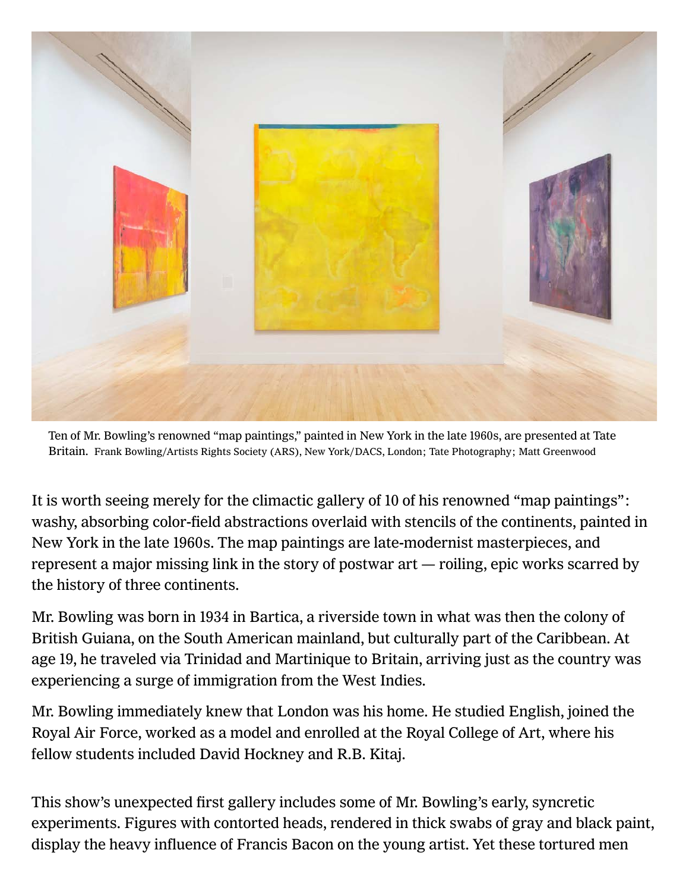Ten of Mr. Bowling's renowned "map paintings," painted in New York in the late 1960s, are presented at Tate Britain. Frank Bowling/Artists Rights Society (ARS), New York/DACS, London; Tate Photography; Matt Greenwood

It is worth seeing merely for the climactic gallery of 10 of his renowned "map paintings": washy, absorbing color-field abstractions overlaid with stencils of the continents, painted in New York in the late 1960s. The map paintings are late-modernist masterpieces, and represent a major missing link in the story of postwar art — roiling, epic works scarred by the history of three continents.

Mr. Bowling was born in 1934 in Bartica, a riverside town in what was then the colony of British Guiana, on the South American mainland, but culturally part of the Caribbean. At age 19, he traveled via Trinidad and Martinique to Britain, arriving just as the country was experiencing a surge of immigration from the West Indies.

Mr. Bowling immediately knew that London was his home. He studied English, joined the Royal Air Force, worked as a model and enrolled at the Royal College of Art, where his fellow students included David Hockney and R.B. Kitaj.

This show's unexpected first gallery includes some of Mr. Bowling's early, syncretic experiments. Figures with contorted heads, rendered in thick swabs of gray and black paint, display the heavy influence of Francis Bacon on the young artist. Yet these tortured men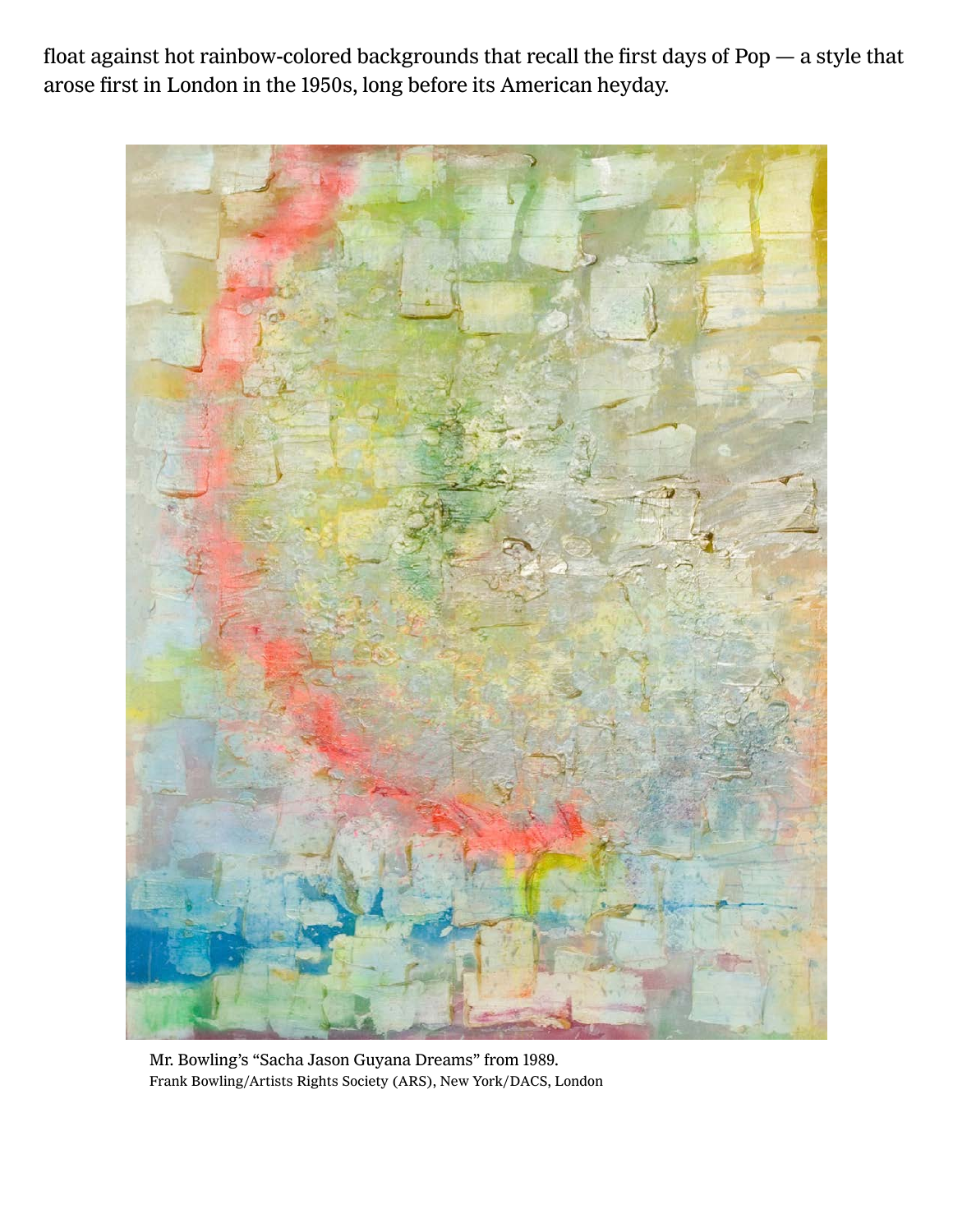float against hot rainbow-colored backgrounds that recall the first days of Pop — a style that arose first in London in the 1950s, long before its American heyday.

Mr. Bowling's "Sacha Jason Guyana Dreams" from 1989.
Frank Bowling/Artists Rights Society (ARS), New York/DACS, London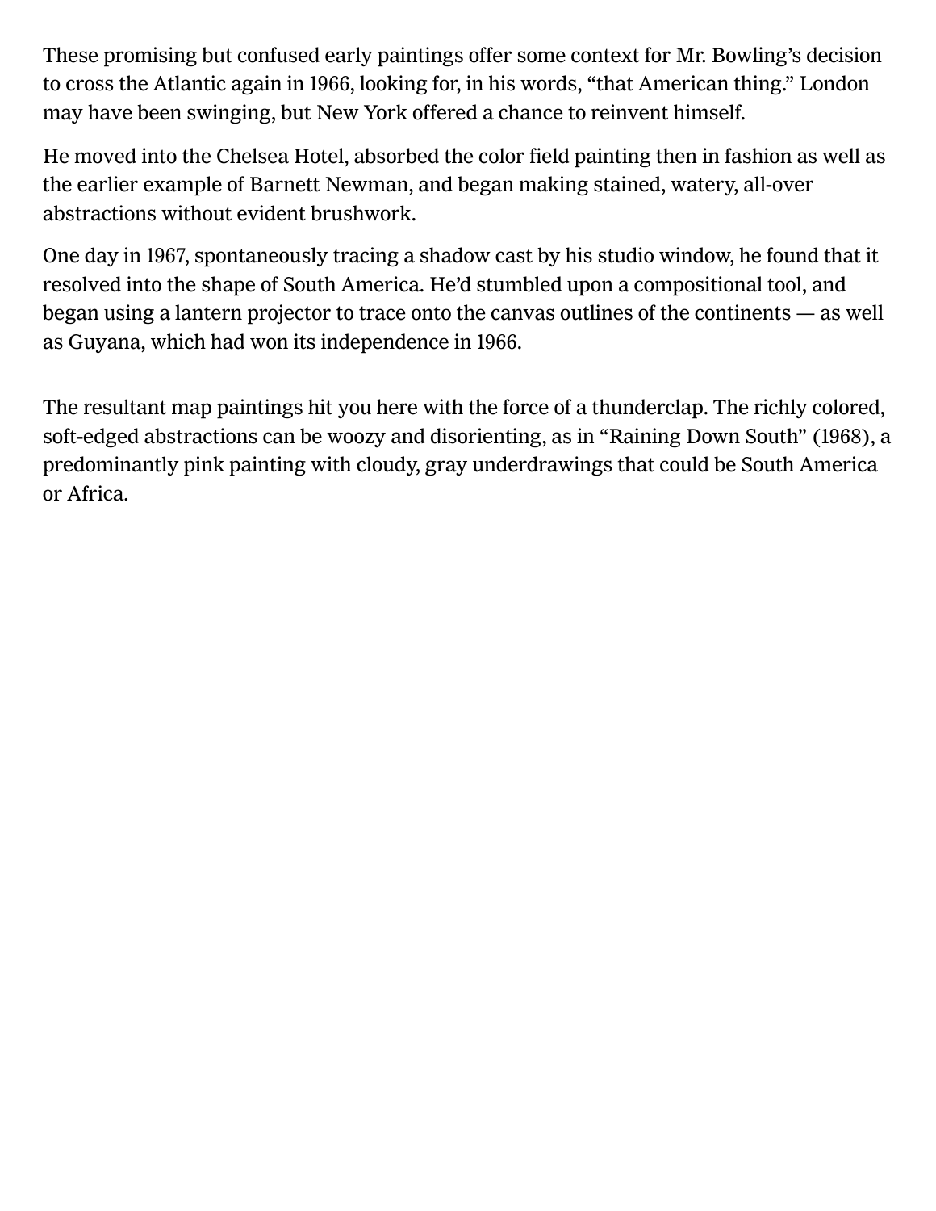These promising but confused early paintings offer some context for Mr. Bowling's decision to cross the Atlantic again in 1966, looking for, in his words, "that American thing." London may have been swinging, but New York offered a chance to reinvent himself.

He moved into the Chelsea Hotel, absorbed the color field painting then in fashion as well as the earlier example of Barnett Newman, and began making stained, watery, all-over abstractions without evident brushwork.

One day in 1967, spontaneously tracing a shadow cast by his studio window, he found that it resolved into the shape of South America. He'd stumbled upon a compositional tool, and began using a lantern projector to trace onto the canvas outlines of the continents — as well as Guyana, which had won its independence in 1966.

The resultant map paintings hit you here with the force of a thunderclap. The richly colored, soft-edged abstractions can be woozy and disorienting, as in "Raining Down South" (1968), a predominantly pink painting with cloudy, gray underdrawings that could be South America or Africa.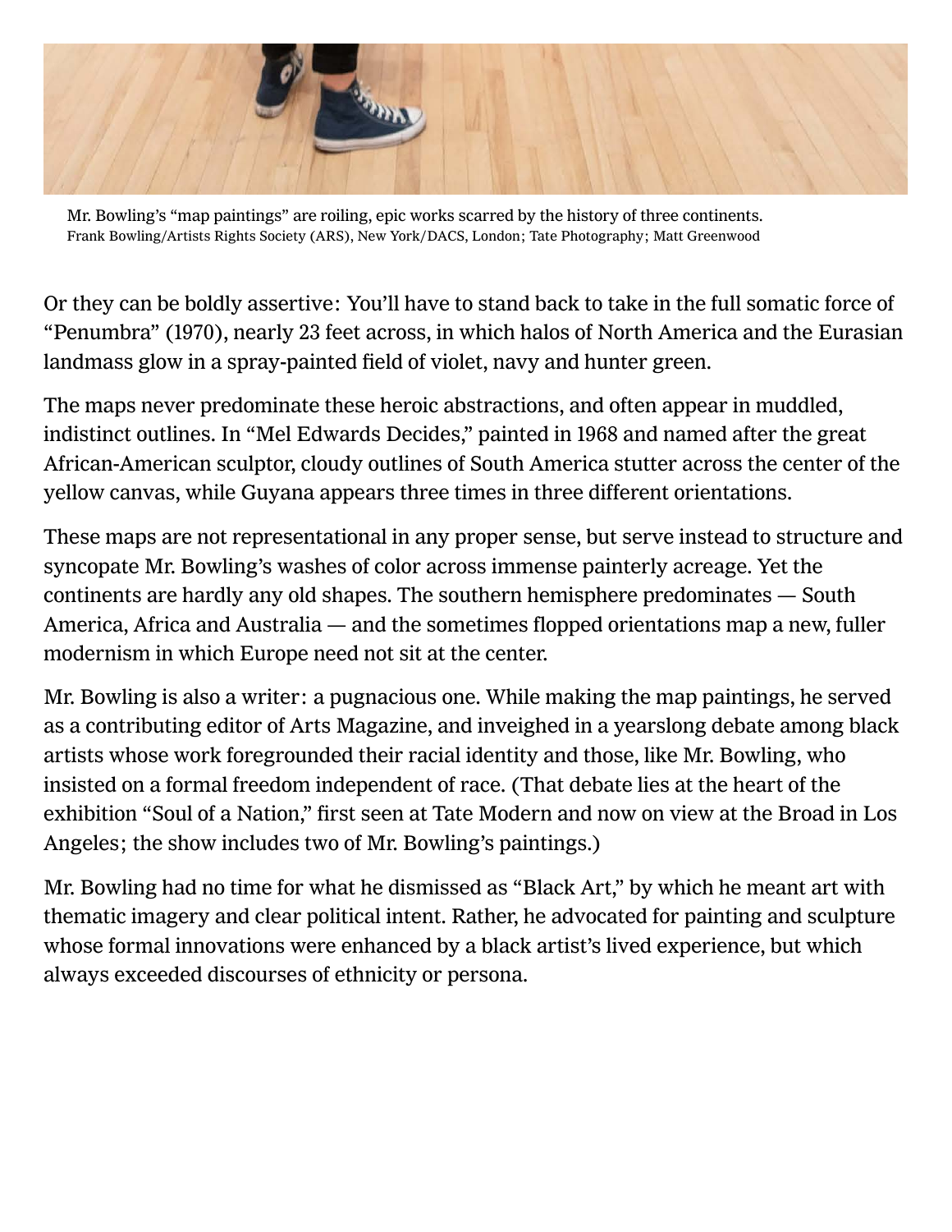Mr. Bowling's "map paintings" are roiling, epic works scarred by the history of three continents.
Frank Bowling/Artists Rights Society (ARS), New York/DACS, London; Tate Photography; Matt Greenwood

Or they can be boldly assertive: You'll have to stand back to take in the full somatic force of "Penumbra" (1970), nearly 23 feet across, in which halos of North America and the Eurasian landmass glow in a spray-painted field of violet, navy and hunter green.

The maps never predominate these heroic abstractions, and often appear in muddled, indistinct outlines. In "Mel Edwards Decides," painted in 1968 and named after the great African-American sculptor, cloudy outlines of South America stutter across the center of the yellow canvas, while Guyana appears three times in three different orientations.

These maps are not representational in any proper sense, but serve instead to structure and syncopate Mr. Bowling's washes of color across immense painterly acreage. Yet the continents are hardly any old shapes. The southern hemisphere predominates — South America, Africa and Australia — and the sometimes flopped orientations map a new, fuller modernism in which Europe need not sit at the center.

Mr. Bowling is also a writer: a pugnacious one. While making the map paintings, he served as a contributing editor of Arts Magazine, and inveighed in a yearslong debate among black artists whose work foregrounded their racial identity and those, like Mr. Bowling, who insisted on a formal freedom independent of race. (That debate lies at the heart of the exhibition "Soul of a Nation," first seen at Tate Modern and now on view at the Broad in Los Angeles; the show includes two of Mr. Bowling's paintings.)

Mr. Bowling had no time for what he dismissed as "Black Art," by which he meant art with thematic imagery and clear political intent. Rather, he advocated for painting and sculpture whose formal innovations were enhanced by a black artist's lived experience, but which always exceeded discourses of ethnicity or persona.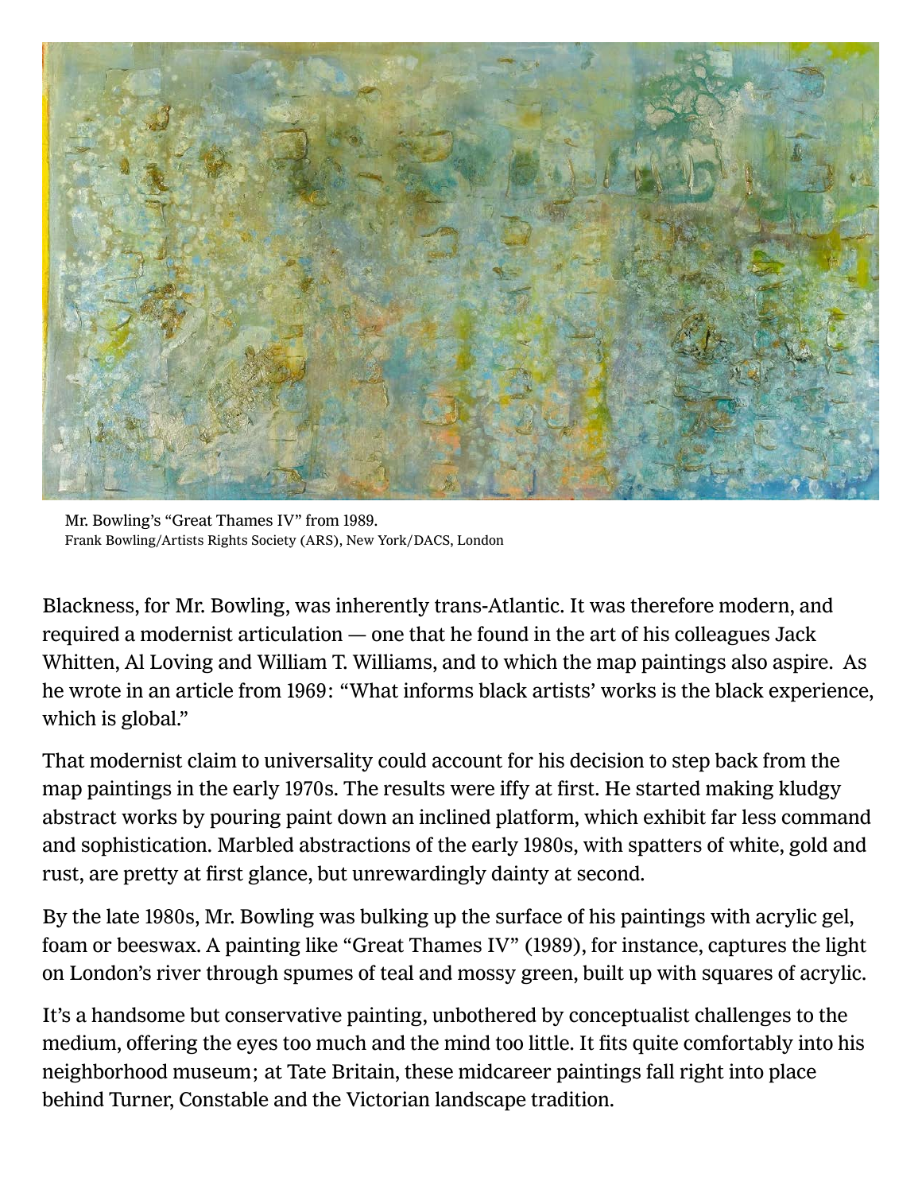Mr. Bowling's "Great Thames IV" from 1989.
Frank Bowling/Artists Rights Society (ARS), New York/DACS, London

Blackness, for Mr. Bowling, was inherently trans-Atlantic. It was therefore modern, and required a modernist articulation — one that he found in the art of his colleagues Jack Whitten, Al Loving and William T. Williams, and to which the map paintings also aspire. As he wrote in an article from 1969: "What informs black artists' works is the black experience, which is global."

That modernist claim to universality could account for his decision to step back from the map paintings in the early 1970s. The results were iffy at first. He started making kludgy abstract works by pouring paint down an inclined platform, which exhibit far less command and sophistication. Marbled abstractions of the early 1980s, with spatters of white, gold and rust, are pretty at first glance, but unrewardingly dainty at second.

By the late 1980s, Mr. Bowling was bulking up the surface of his paintings with acrylic gel, foam or beeswax. A painting like "Great Thames IV" (1989), for instance, captures the light on London's river through spumes of teal and mossy green, built up with squares of acrylic.

It's a handsome but conservative painting, unbothered by conceptualist challenges to the medium, offering the eyes too much and the mind too little. It fits quite comfortably into his neighborhood museum; at Tate Britain, these midcareer paintings fall right into place behind Turner, Constable and the Victorian landscape tradition.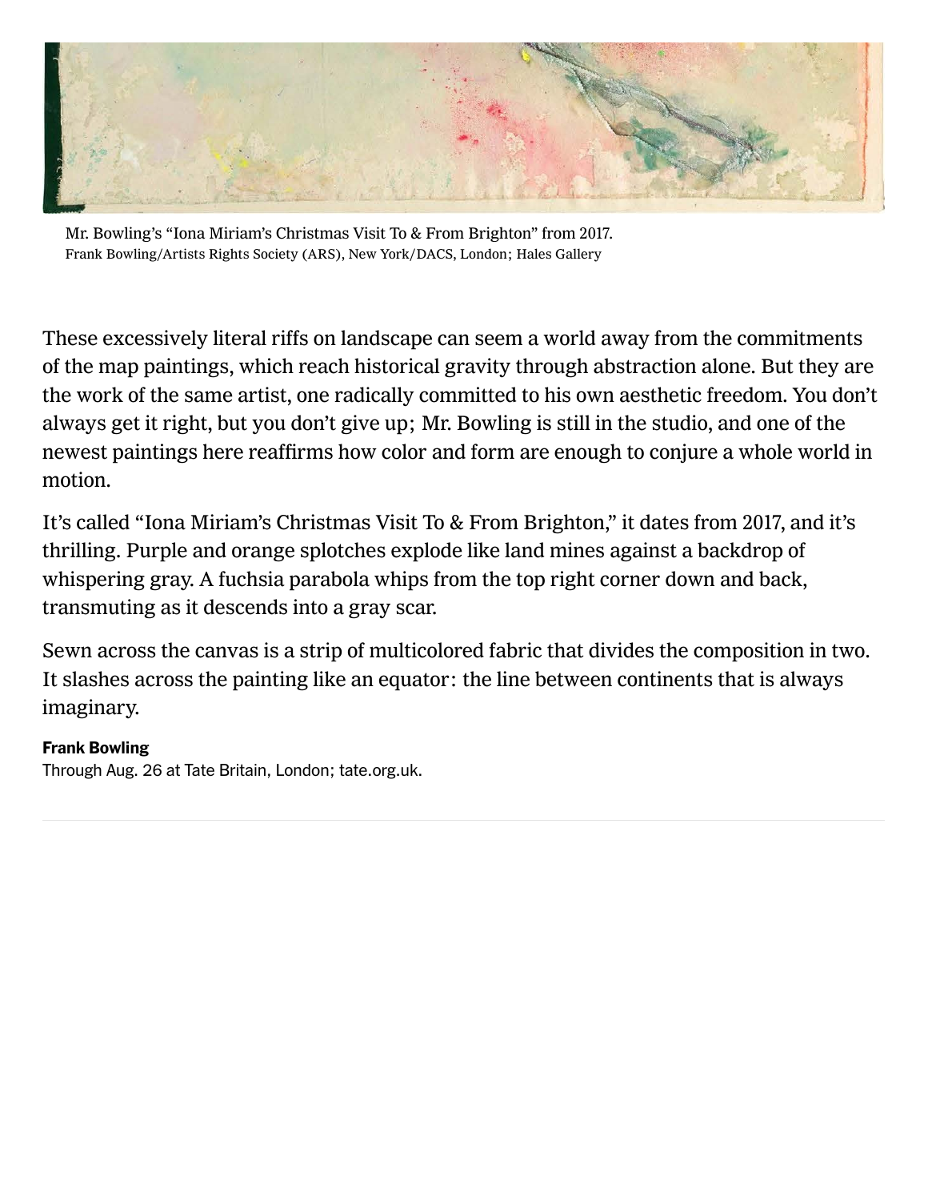Mr. Bowling's "Iona Miriam's Christmas Visit To & From Brighton" from 2017.
Frank Bowling/Artists Rights Society (ARS), New York/DACS, London; Hales Gallery

These excessively literal riffs on landscape can seem a world away from the commitments of the map paintings, which reach historical gravity through abstraction alone. But they are the work of the same artist, one radically committed to his own aesthetic freedom. You don't always get it right, but you don't give up; Mr. Bowling is still in the studio, and one of the newest paintings here reaffirms how color and form are enough to conjure a whole world in motion.

It's called "Iona Miriam's Christmas Visit To & From Brighton," it dates from 2017, and it's thrilling. Purple and orange splotches explode like land mines against a backdrop of whispering gray. A fuchsia parabola whips from the top right corner down and back, transmuting as it descends into a gray scar.

Sewn across the canvas is a strip of multicolored fabric that divides the composition in two. It slashes across the painting like an equator: the line between continents that is always imaginary.

**Frank Bowling**
Through Aug. 26 at Tate Britain, London; tate.org.uk.